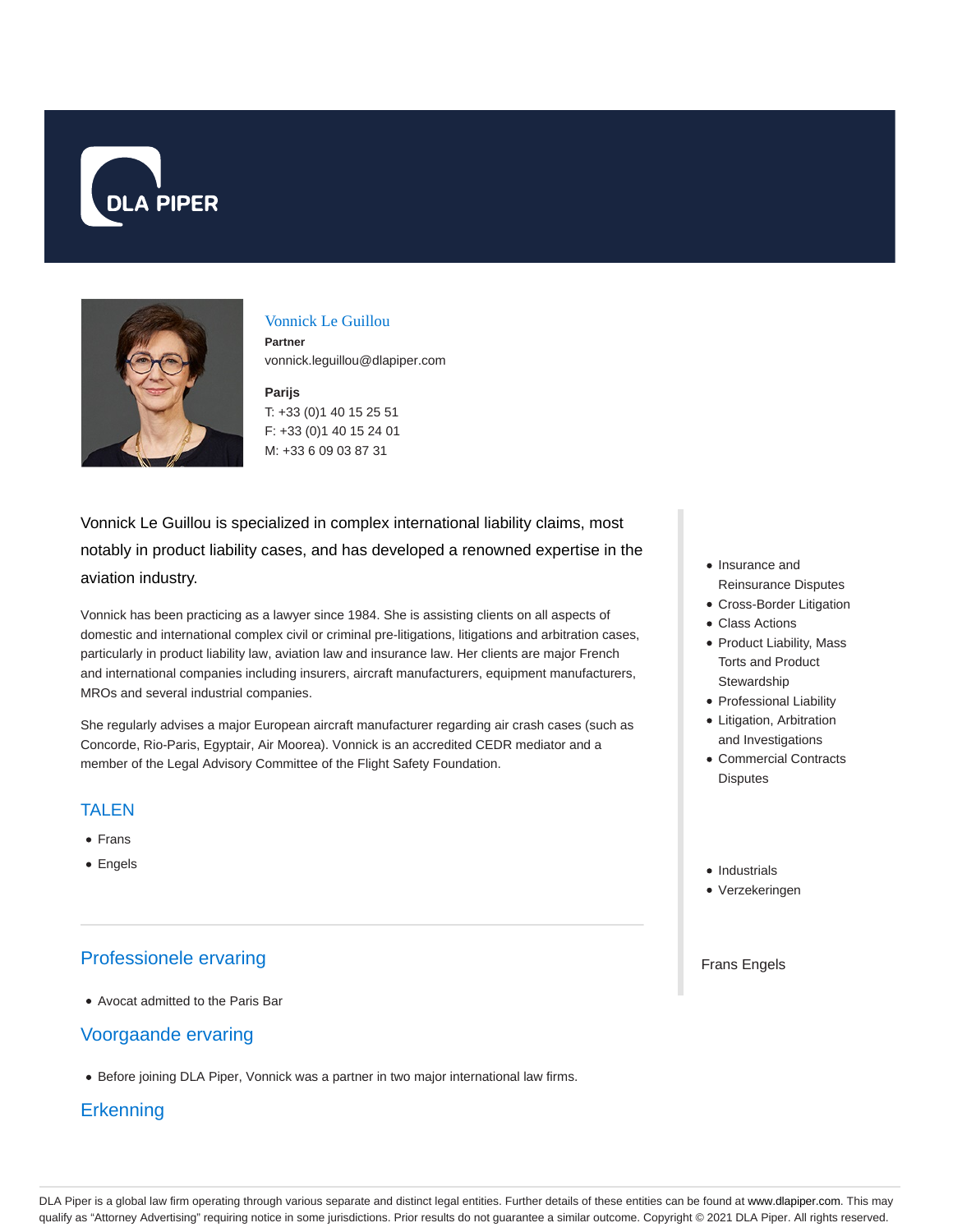DLA PIPER

## Vonnick Le Guillou

**Partner**

vonnick.leguillou@dlapiper.com

**Parijs**

T: +33 (0)1 40 15 25 51

F: +33 (0)1 40 15 24 01

M: +33 6 09 03 87 31

Vonnick Le Guillou is specialized in complex international liability claims, most notably in product liability cases, and has developed a renowned expertise in the aviation industry.

Vonnick has been practicing as a lawyer since 1984. She is assisting clients on all aspects of domestic and international complex civil or criminal pre-litigations, litigations and arbitration cases, particularly in product liability law, aviation law and insurance law. Her clients are major French and international companies including insurers, aircraft manufacturers, equipment manufacturers, MROs and several industrial companies.

She regularly advises a major European aircraft manufacturer regarding air crash cases (such as Concorde, Rio-Paris, Egyptair, Air Moorea). Vonnick is an accredited CEDR mediator and a member of the Legal Advisory Committee of the Flight Safety Foundation.

- Insurance and Reinsurance Disputes
- Cross-Border Litigation
- Class Actions
- Product Liability, Mass Torts and Product Stewardship
- Professional Liability
- Litigation, Arbitration and Investigations
- Commercial Contracts Disputes

- Industrials
- Verzekeringen

Frans Engels

## TALEN

- Frans
- Engels

## Professionele ervaring

- Avocat admitted to the Paris Bar

## Voorgaande ervaring

- Before joining DLA Piper, Vonnick was a partner in two major international law firms.

## Erkenning

DLA Piper is a global law firm operating through various separate and distinct legal entities. Further details of these entities can be found at www.dlapiper.com. This may qualify as "Attorney Advertising" requiring notice in some jurisdictions. Prior results do not guarantee a similar outcome. Copyright © 2021 DLA Piper. All rights reserved.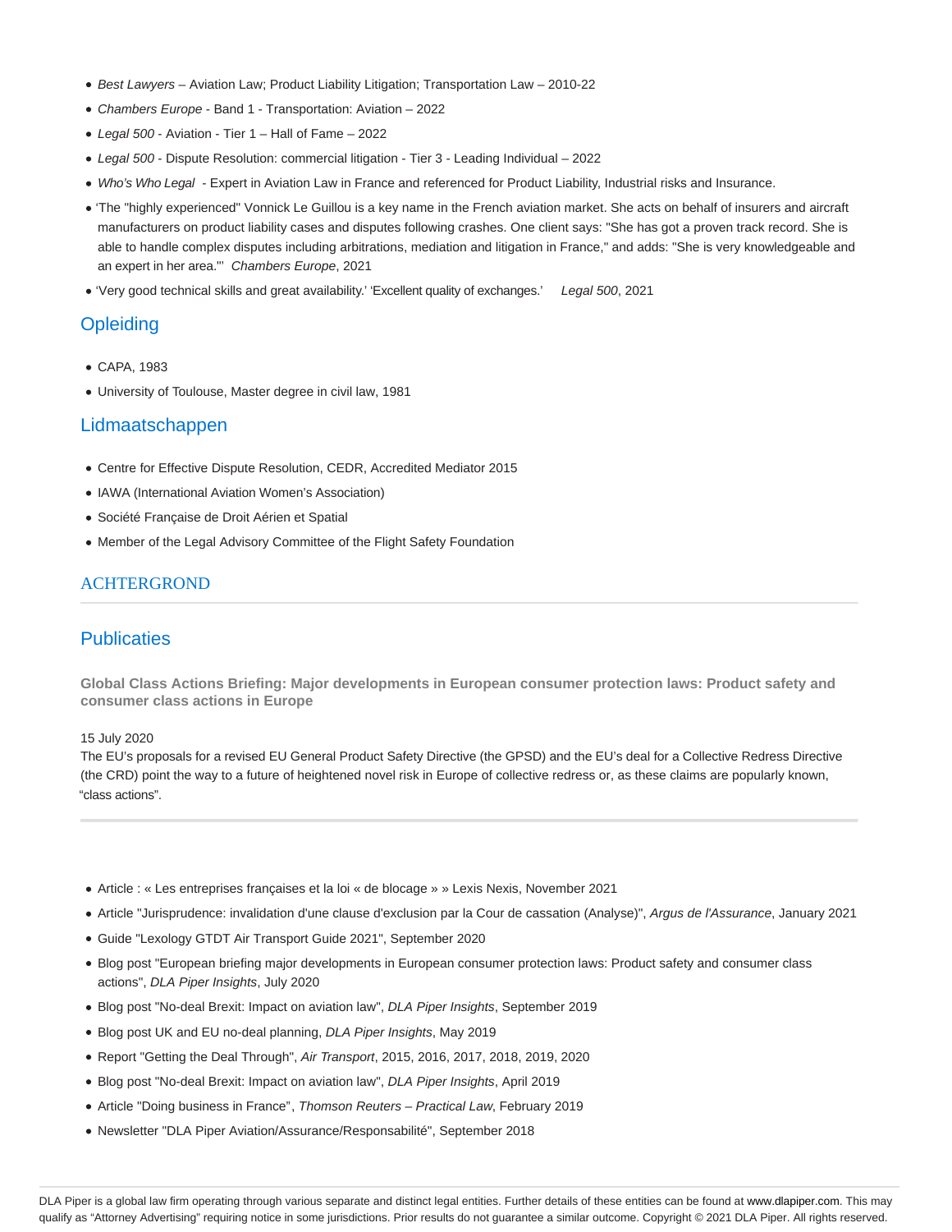- *Best Lawyers* – Aviation Law; Product Liability Litigation; Transportation Law – 2010-22
- *Chambers Europe* - Band 1 - Transportation: Aviation – 2022
- *Legal 500* - Aviation - Tier 1 – Hall of Fame – 2022
- *Legal 500* - Dispute Resolution: commercial litigation - Tier 3 - Leading Individual – 2022
- *Who's Who Legal* - Expert in Aviation Law in France and referenced for Product Liability, Industrial risks and Insurance.
- 'The "highly experienced" Vonnick Le Guillou is a key name in the French aviation market. She acts on behalf of insurers and aircraft manufacturers on product liability cases and disputes following crashes. One client says: "She has got a proven track record. She is able to handle complex disputes including arbitrations, mediation and litigation in France," and adds: "She is very knowledgeable and an expert in her area."' *Chambers Europe*, 2021
- 'Very good technical skills and great availability.' 'Excellent quality of exchanges.' *Legal 500*, 2021

## Opleiding

- CAPA, 1983
- University of Toulouse, Master degree in civil law, 1981

## Lidmaatschappen

- Centre for Effective Dispute Resolution, CEDR, Accredited Mediator 2015
- IAWA (International Aviation Women's Association)
- Société Française de Droit Aérien et Spatial
- Member of the Legal Advisory Committee of the Flight Safety Foundation

## ACHTERGROND

## Publicaties

**Global Class Actions Briefing: Major developments in European consumer protection laws: Product safety and consumer class actions in Europe**

15 July 2020
The EU's proposals for a revised EU General Product Safety Directive (the GPSD) and the EU's deal for a Collective Redress Directive (the CRD) point the way to a future of heightened novel risk in Europe of collective redress or, as these claims are popularly known, "class actions".

- Article : « Les entreprises françaises et la loi « de blocage » » Lexis Nexis, November 2021
- Article "Jurisprudence: invalidation d'une clause d'exclusion par la Cour de cassation (Analyse)", *Argus de l'Assurance*, January 2021
- Guide "Lexology GTDT Air Transport Guide 2021", September 2020
- Blog post "European briefing major developments in European consumer protection laws: Product safety and consumer class actions", *DLA Piper Insights*, July 2020
- Blog post "No-deal Brexit: Impact on aviation law", *DLA Piper Insights*, September 2019
- Blog post UK and EU no-deal planning, *DLA Piper Insights*, May 2019
- Report "Getting the Deal Through", *Air Transport*, 2015, 2016, 2017, 2018, 2019, 2020
- Blog post "No-deal Brexit: Impact on aviation law", *DLA Piper Insights*, April 2019
- Article "Doing business in France", *Thomson Reuters – Practical Law*, February 2019
- Newsletter "DLA Piper Aviation/Assurance/Responsabilité", September 2018

DLA Piper is a global law firm operating through various separate and distinct legal entities. Further details of these entities can be found at www.dlapiper.com. This may qualify as "Attorney Advertising" requiring notice in some jurisdictions. Prior results do not guarantee a similar outcome. Copyright © 2021 DLA Piper. All rights reserved.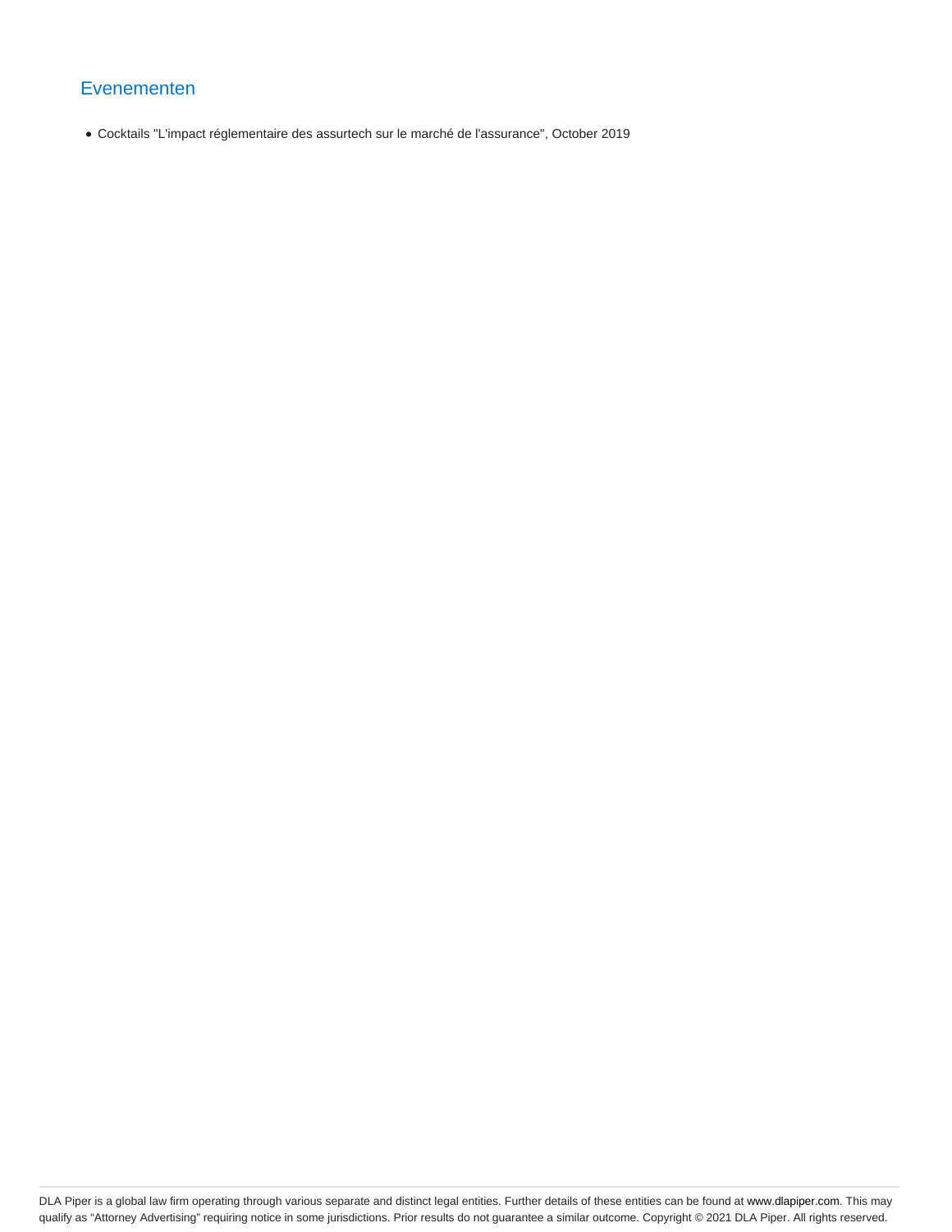## Evenementen

- Cocktails "L'impact réglementaire des assurtech sur le marché de l'assurance", October 2019